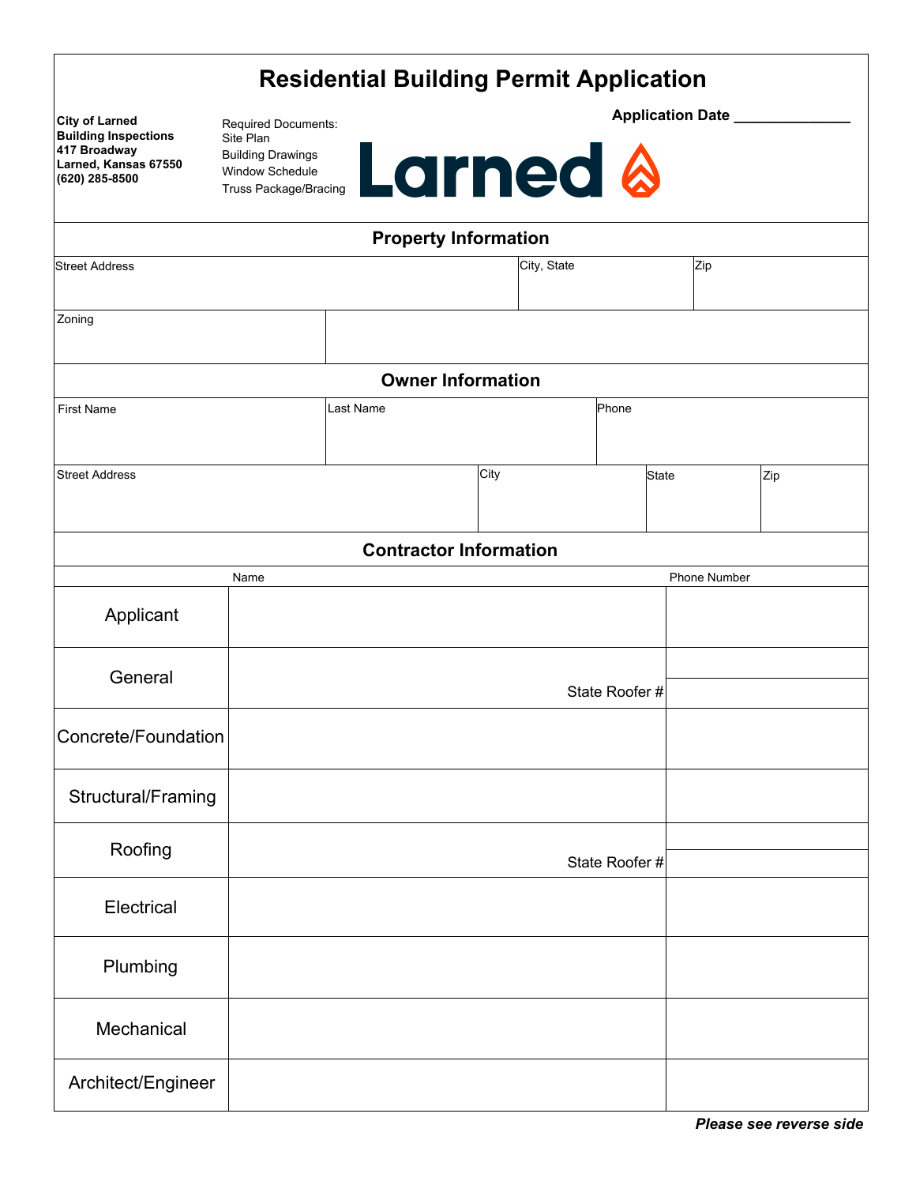# Residential Building Permit Application

**City of Larned**
**Building Inspections**
**417 Broadway**
**Larned, Kansas 67550**
**(620) 285-8500**

Required Documents:
Site Plan
Building Drawings
Window Schedule
Truss Package/Bracing

Larned

**Application Date** ______________

## Property Information

| Street Address | City, State | Zip |
|---|---|---|
| | | |

| Zoning | |
|---|---|
| | |

## Owner Information

| First Name | Last Name | Phone |
|---|---|---|
| | | |

| Street Address | City | State | Zip |
|---|---|---|---|
| | | | |

## Contractor Information

| | Name | Phone Number |
|---|---|---|
| Applicant | | |
| General | State Roofer # | |
| Concrete/Foundation | | |
| Structural/Framing | | |
| Roofing | State Roofer # | |
| Electrical | | |
| Plumbing | | |
| Mechanical | | |
| Architect/Engineer | | |

***Please see reverse side***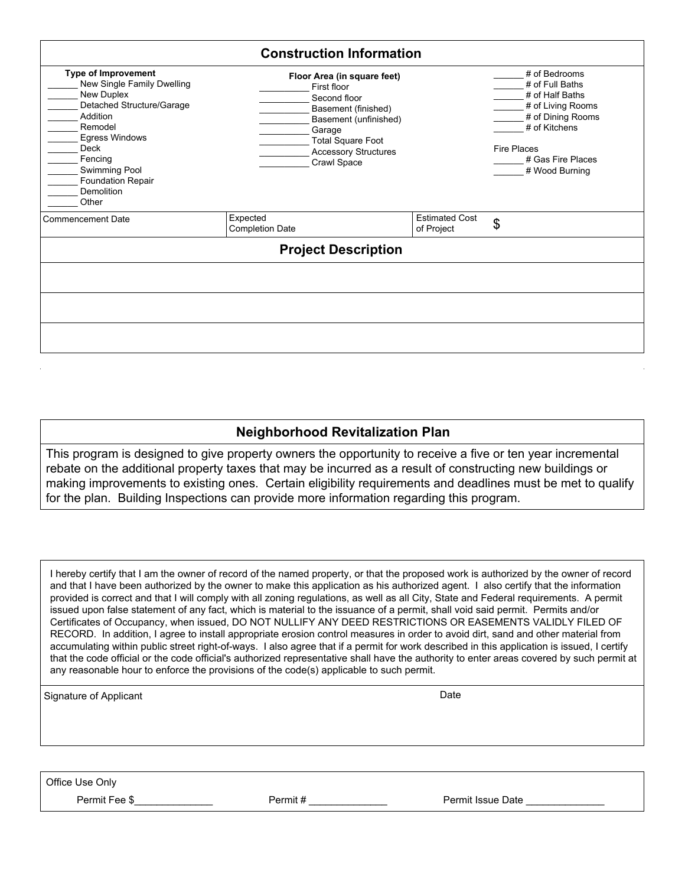## Construction Information

**Type of Improvement**

______ New Single Family Dwelling
______ New Duplex
______ Detached Structure/Garage
______ Addition
______ Remodel
______ Egress Windows
______ Deck
______ Fencing
______ Swimming Pool
______ Foundation Repair
______ Demolition
______ Other

**Floor Area (in square feet)**

__________ First floor
__________ Second floor
__________ Basement (finished)
__________ Basement (unfinished)
__________ Garage
__________ Total Square Foot
__________ Accessory Structures
__________ Crawl Space

______ # of Bedrooms
______ # of Full Baths
______ # of Half Baths
______ # of Living Rooms
______ # of Dining Rooms
______ # of Kitchens

Fire Places

______ # Gas Fire Places
______ # Wood Burning

| Commencement Date | Expected Completion Date | Estimated Cost of Project | $ |
|---|---|---|---|

## Project Description

| |
|---|
| |
| |
| |

## Neighborhood Revitalization Plan

This program is designed to give property owners the opportunity to receive a five or ten year incremental rebate on the additional property taxes that may be incurred as a result of constructing new buildings or making improvements to existing ones. Certain eligibility requirements and deadlines must be met to qualify for the plan. Building Inspections can provide more information regarding this program.

I hereby certify that I am the owner of record of the named property, or that the proposed work is authorized by the owner of record and that I have been authorized by the owner to make this application as his authorized agent. I also certify that the information provided is correct and that I will comply with all zoning regulations, as well as all City, State and Federal requirements. A permit issued upon false statement of any fact, which is material to the issuance of a permit, shall void said permit. Permits and/or Certificates of Occupancy, when issued, DO NOT NULLIFY ANY DEED RESTRICTIONS OR EASEMENTS VALIDLY FILED OF RECORD. In addition, I agree to install appropriate erosion control measures in order to avoid dirt, sand and other material from accumulating within public street right-of-ways. I also agree that if a permit for work described in this application is issued, I certify that the code official or the code official's authorized representative shall have the authority to enter areas covered by such permit at any reasonable hour to enforce the provisions of the code(s) applicable to such permit.

| Signature of Applicant | Date |
|---|---|

Office Use Only

Permit Fee $______________ Permit # ______________ Permit Issue Date ______________